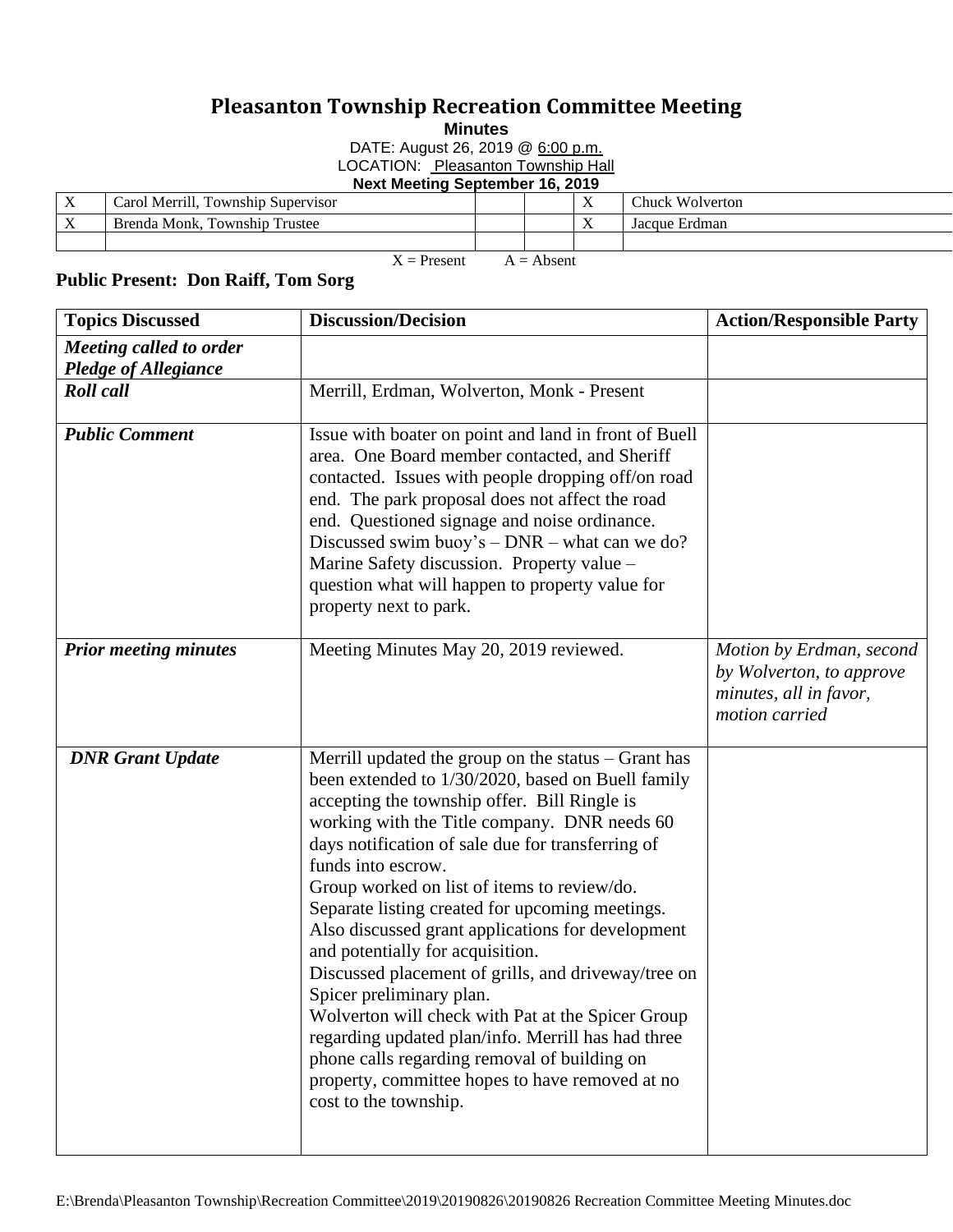# Pleasanton Township Recreation Committee Meeting

**Minutes**

DATE: August 26, 2019 @ 6:00 p.m.

LOCATION: Pleasanton Township Hall

**Next Meeting September 16, 2019**

| | | | | | |
|---|---|---|---|---|---|
| X | Carol Merrill, Township Supervisor | | | X | Chuck Wolverton |
| X | Brenda Monk, Township Trustee | | | X | Jacque Erdman |
| | | | | | |

X = Present A = Absent

**Public Present: Don Raiff, Tom Sorg**

| Topics Discussed | Discussion/Decision | Action/Responsible Party |
|---|---|---|
| ***Meeting called to order Pledge of Allegiance*** | | |
| ***Roll call*** | Merrill, Erdman, Wolverton, Monk - Present | |
| ***Public Comment*** | Issue with boater on point and land in front of Buell area. One Board member contacted, and Sheriff contacted. Issues with people dropping off/on road end. The park proposal does not affect the road end. Questioned signage and noise ordinance. Discussed swim buoy's – DNR – what can we do? Marine Safety discussion. Property value – question what will happen to property value for property next to park. | |
| ***Prior meeting minutes*** | Meeting Minutes May 20, 2019 reviewed. | *Motion by Erdman, second by Wolverton, to approve minutes, all in favor, motion carried* |
| ***DNR Grant Update*** | Merrill updated the group on the status – Grant has been extended to 1/30/2020, based on Buell family accepting the township offer. Bill Ringle is working with the Title company. DNR needs 60 days notification of sale due for transferring of funds into escrow.<br>Group worked on list of items to review/do. Separate listing created for upcoming meetings. Also discussed grant applications for development and potentially for acquisition.<br>Discussed placement of grills, and driveway/tree on Spicer preliminary plan.<br>Wolverton will check with Pat at the Spicer Group regarding updated plan/info. Merrill has had three phone calls regarding removal of building on property, committee hopes to have removed at no cost to the township. | |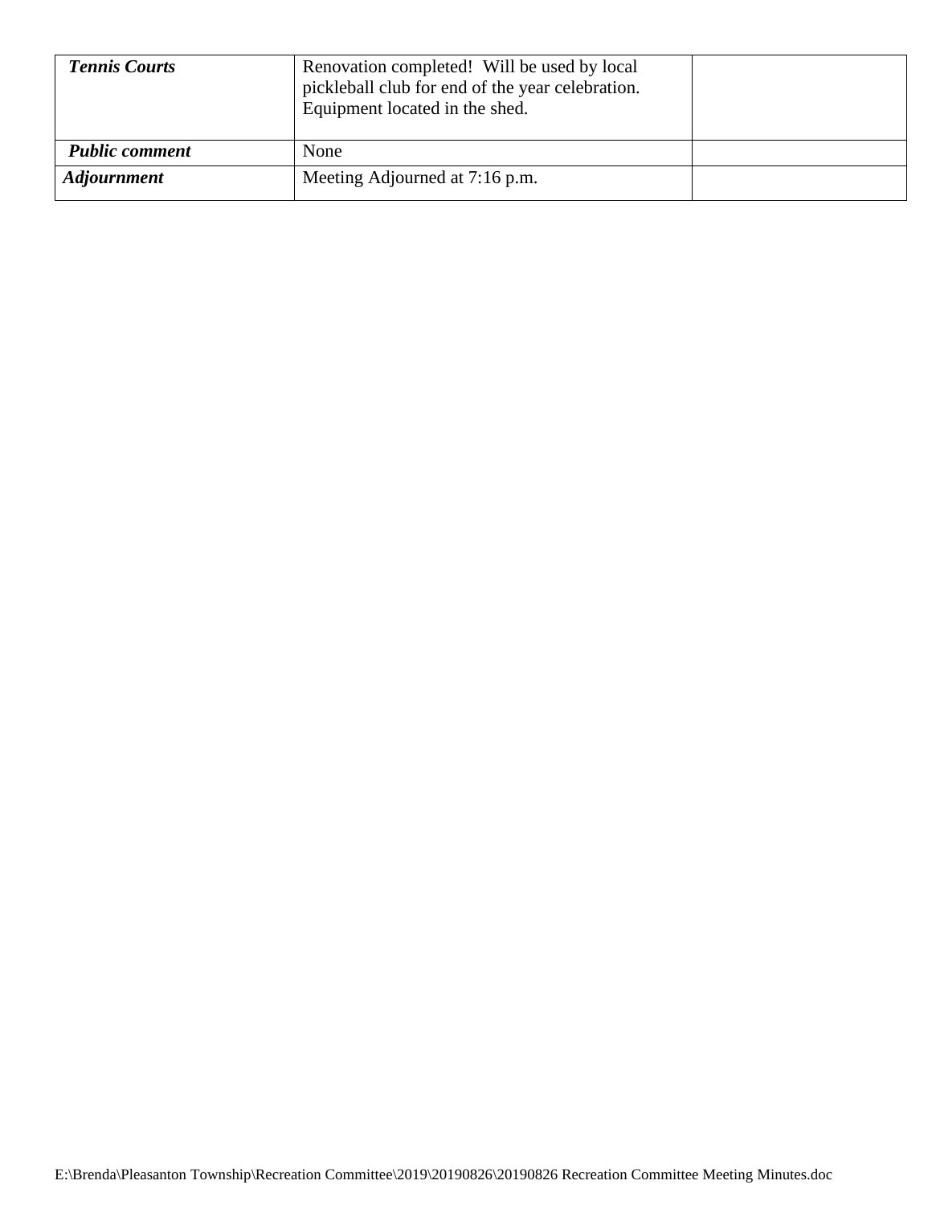| | | |
|---|---|---|
| ***Tennis Courts*** | Renovation completed! Will be used by local pickleball club for end of the year celebration. Equipment located in the shed. | |
| ***Public comment*** | None | |
| ***Adjournment*** | Meeting Adjourned at 7:16 p.m. | |